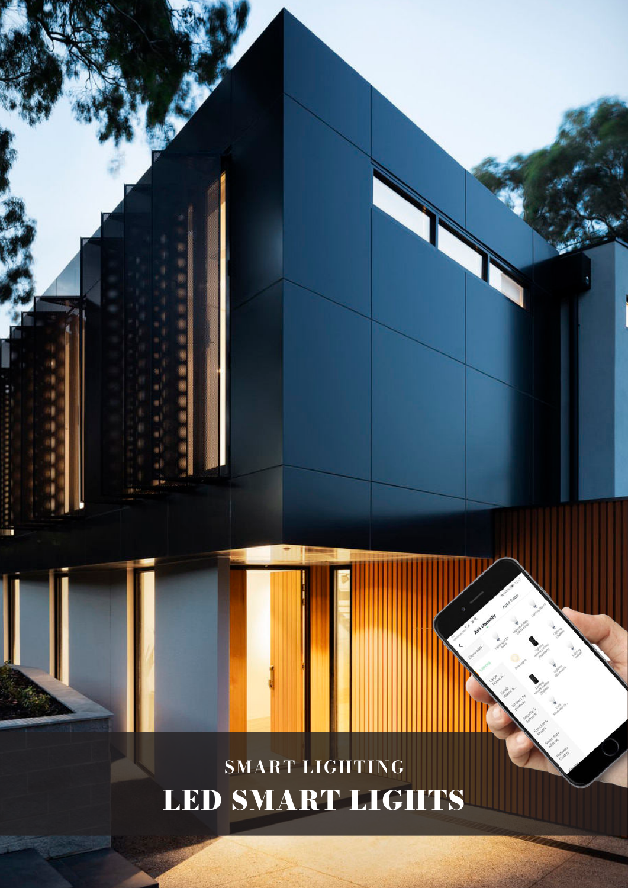SMART LIGHTING

# LED SMART LIGHTS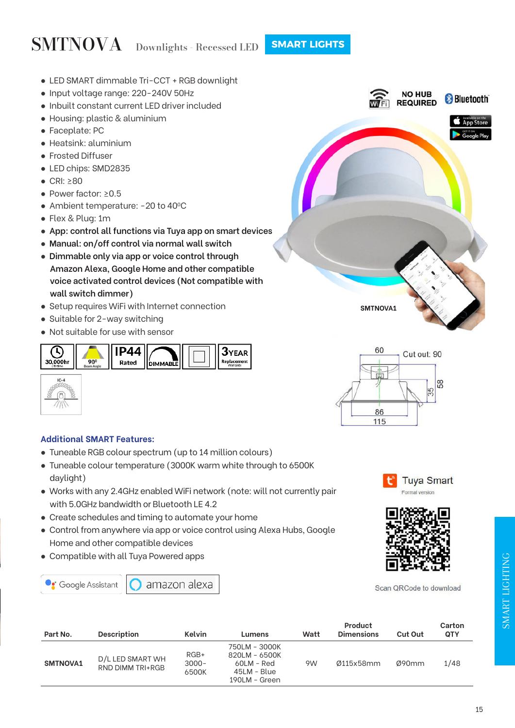# SMTNOVA

Downlights - Recessed LED **SMART LIGHTS**

- LED SMART dimmable Tri-CCT + RGB downlight
- Input voltage range: 220-240V 50Hz
- Inbuilt constant current LED driver included
- Housing: plastic & aluminium
- Faceplate: PC
- Heatsink: aluminium
- Frosted Diffuser
- LED chips: SMD2835
- CRI: ≥80
- Power factor: ≥0.5
- Ambient temperature: -20 to 40ºC
- Flex & Plug: 1m
- **App: control all functions via Tuya app on smart devices**
- **Manual: on/off control via normal wall switch**
- **Dimmable only via app or voice control through Amazon Alexa, Google Home and other compatible voice activated control devices (Not compatible with wall switch dimmer)**
- Setup requires WiFi with Internet connection
- Suitable for 2-way switching
- Not suitable for use with sensor

NO HUB REQUIRED

30,000hr Lifetime | 90º Beam Angle | IP44 Rated | DIMMABLE | 3 YEAR Replacement Warranty | IC-4

SMTNOVA1

60 | Cut out: 90 | 35 | 58 | 86 | 115

### Additional SMART Features:

- Tuneable RGB colour spectrum (up to 14 million colours)
- Tuneable colour temperature (3000K warm white through to 6500K daylight)
- Works with any 2.4GHz enabled WiFi network (note: will not currently pair with 5.0GHz bandwidth or Bluetooth LE 4.2
- Create schedules and timing to automate your home
- Control from anywhere via app or voice control using Alexa Hubs, Google Home and other compatible devices
- Compatible with all Tuya Powered apps

Tuya Smart
Formal version

Scan QRCode to download

| Part No. | Description | Kelvin | Lumens | Watt | Product Dimensions | Cut Out | Carton QTY |
|---|---|---|---|---|---|---|---|
| **SMTNOVA1** | D/L LED SMART WH RND DIMM TRI+RGB | RGB+ 3000-6500K | 750LM - 3000K 820LM - 6500K 60LM - Red 45LM - Blue 190LM - Green | 9W | Ø115x58mm | Ø90mm | 1/48 |

SMART LIGHTING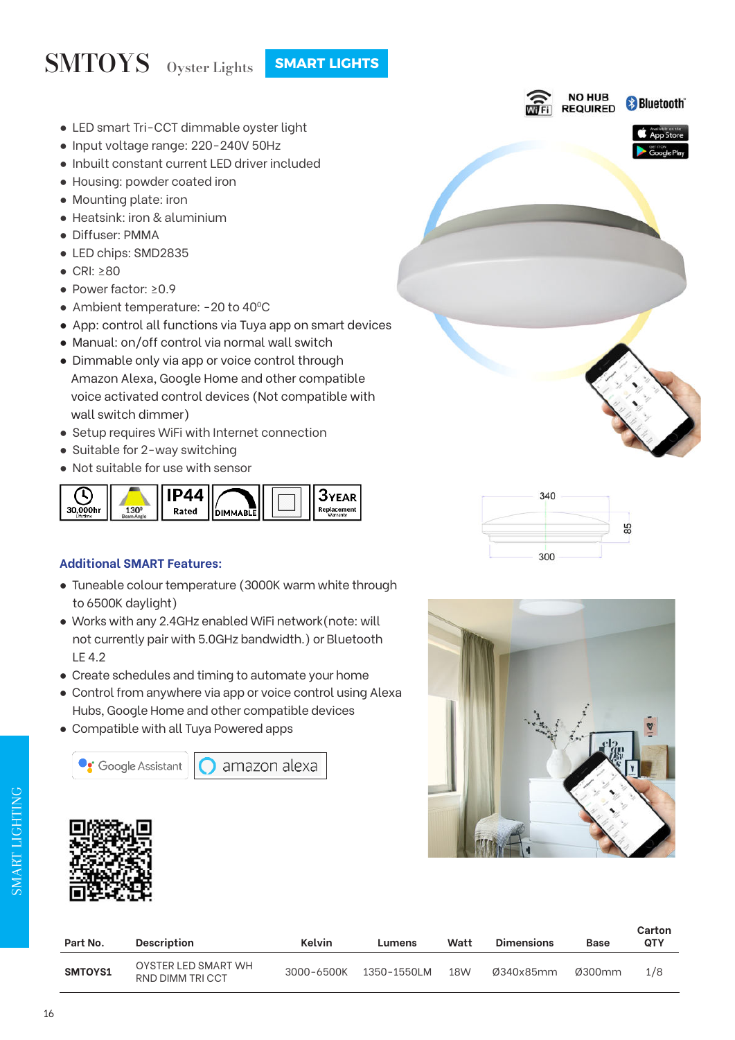# SMTOYS Oyster Lights

**SMART LIGHTS**

NO HUB REQUIRED

Bluetooth

- LED smart Tri-CCT dimmable oyster light
- Input voltage range: 220-240V 50Hz
- Inbuilt constant current LED driver included
- Housing: powder coated iron
- Mounting plate: iron
- Heatsink: iron & aluminium
- Diffuser: PMMA
- LED chips: SMD2835
- CRI: ≥80
- Power factor: ≥0.9
- Ambient temperature: -20 to 40°C
- App: control all functions via Tuya app on smart devices
- Manual: on/off control via normal wall switch
- Dimmable only via app or voice control through Amazon Alexa, Google Home and other compatible voice activated control devices (Not compatible with wall switch dimmer)
- Setup requires WiFi with Internet connection
- Suitable for 2-way switching
- Not suitable for use with sensor

30,000hr Lifetime | 130° Beam Angle | IP44 Rated | DIMMABLE | 3YEAR Replacement Warranty

340 | 85 | 300

### Additional SMART Features:

- Tuneable colour temperature (3000K warm white through to 6500K daylight)
- Works with any 2.4GHz enabled WiFi network(note: will not currently pair with 5.0GHz bandwidth.) or Bluetooth LE 4.2
- Create schedules and timing to automate your home
- Control from anywhere via app or voice control using Alexa Hubs, Google Home and other compatible devices
- Compatible with all Tuya Powered apps

Google Assistant | amazon alexa

| Part No. | Description | Kelvin | Lumens | Watt | Dimensions | Base | Carton QTY |
|---|---|---|---|---|---|---|---|
| **SMTOYS1** | OYSTER LED SMART WH RND DIMM TRI CCT | 3000-6500K | 1350-1550LM | 18W | Ø340x85mm | Ø300mm | 1/8 |

SMART LIGHTING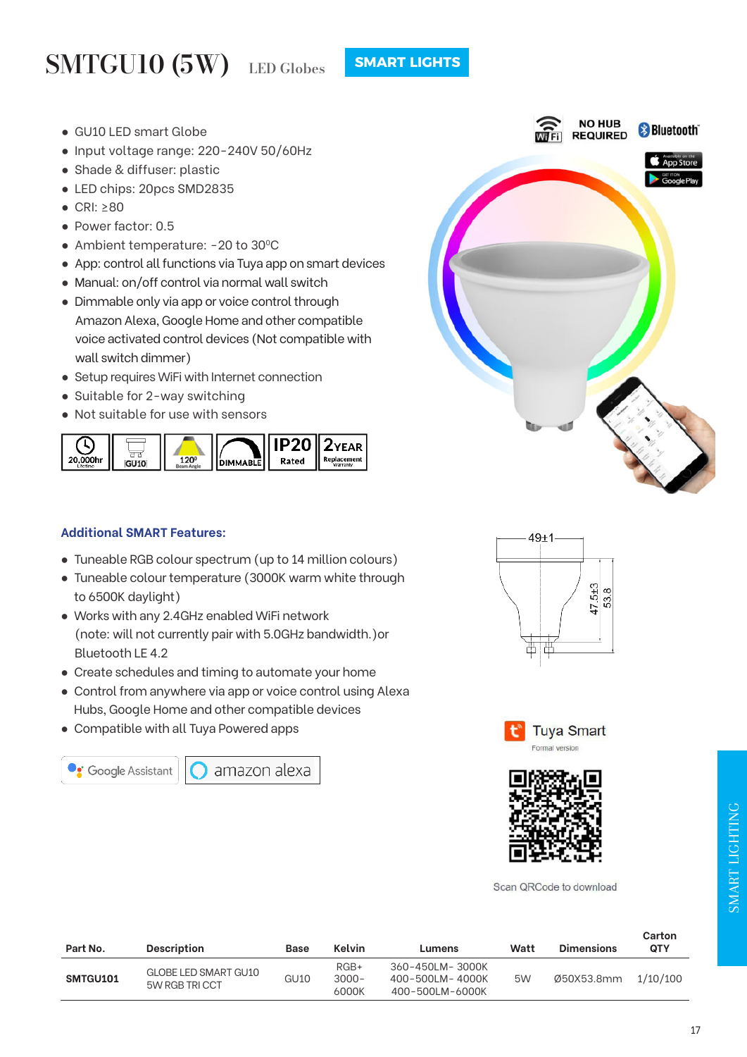# SMTGU10 (5W) LED Globes

**SMART LIGHTS**

- GU10 LED smart Globe
- Input voltage range: 220-240V 50/60Hz
- Shade & diffuser: plastic
- LED chips: 20pcs SMD2835
- CRI: ≥80
- Power factor: 0.5
- Ambient temperature: -20 to 30°C
- App: control all functions via Tuya app on smart devices
- Manual: on/off control via normal wall switch
- Dimmable only via app or voice control through Amazon Alexa, Google Home and other compatible voice activated control devices (Not compatible with wall switch dimmer)
- Setup requires WiFi with Internet connection
- Suitable for 2-way switching
- Not suitable for use with sensors

20,000hr Lifetime | GU10 | 120° Beam Angle | DIMMABLE | IP20 Rated | 2YEAR Replacement Warranty

WiFi | NO HUB REQUIRED | Bluetooth | App Store | Google Play

### Additional SMART Features:

- Tuneable RGB colour spectrum (up to 14 million colours)
- Tuneable colour temperature (3000K warm white through to 6500K daylight)
- Works with any 2.4GHz enabled WiFi network (note: will not currently pair with 5.0GHz bandwidth.)or Bluetooth LE 4.2
- Create schedules and timing to automate your home
- Control from anywhere via app or voice control using Alexa Hubs, Google Home and other compatible devices
- Compatible with all Tuya Powered apps

Google Assistant | amazon alexa

49±1 | 47.5±3 | 53.8

Tuya Smart
Formal version

Scan QRCode to download

| Part No. | Description | Base | Kelvin | Lumens | Watt | Dimensions | Carton QTY |
|---|---|---|---|---|---|---|---|
| **SMTGU101** | GLOBE LED SMART GU10 5W RGB TRI CCT | GU10 | RGB+ 3000-6000K | 360-450LM- 3000K 400-500LM- 4000K 400-500LM-6000K | 5W | Ø50X53.8mm | 1/10/100 |

SMART LIGHTING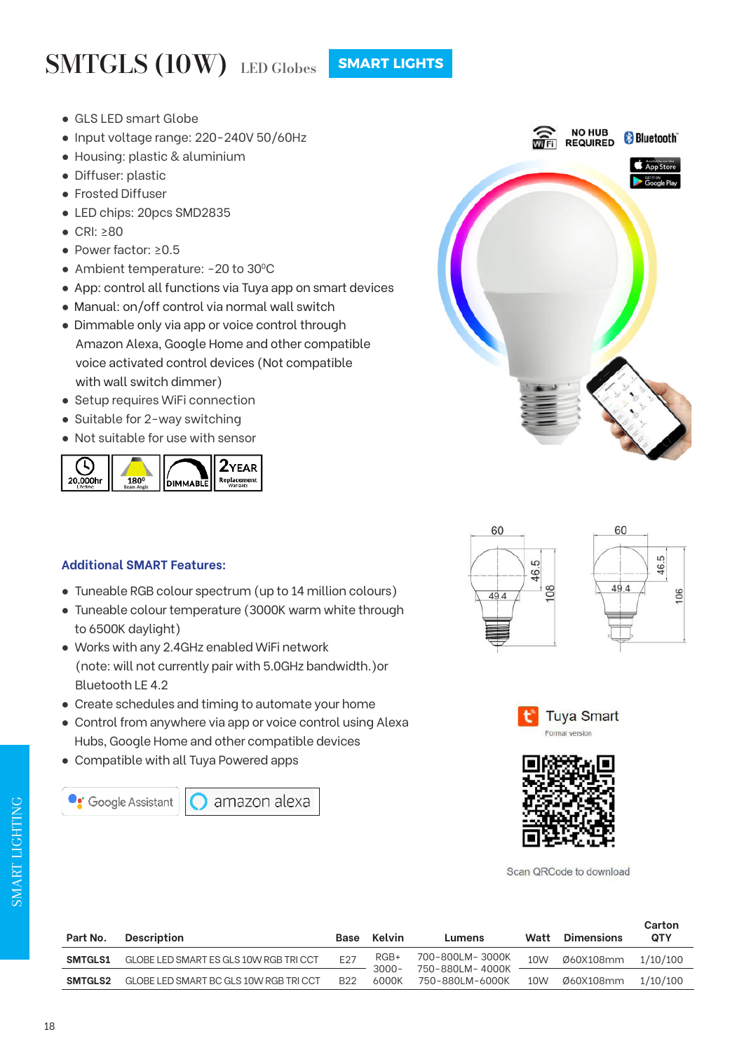# SMTGLS (10W) LED Globes

**SMART LIGHTS**

- GLS LED smart Globe
- Input voltage range: 220-240V 50/60Hz
- Housing: plastic & aluminium
- Diffuser: plastic
- Frosted Diffuser
- LED chips: 20pcs SMD2835
- CRI: ≥80
- Power factor: ≥0.5
- Ambient temperature: -20 to 30°C
- App: control all functions via Tuya app on smart devices
- Manual: on/off control via normal wall switch
- Dimmable only via app or voice control through Amazon Alexa, Google Home and other compatible voice activated control devices (Not compatible with wall switch dimmer)
- Setup requires WiFi connection
- Suitable for 2-way switching
- Not suitable for use with sensor

20,000hr Lifetime | 180° Beam Angle | DIMMABLE | 2YEAR Replacement Warranty

WiFi | NO HUB REQUIRED | Bluetooth | App Store | Google Play

### Additional SMART Features:

- Tuneable RGB colour spectrum (up to 14 million colours)
- Tuneable colour temperature (3000K warm white through to 6500K daylight)
- Works with any 2.4GHz enabled WiFi network (note: will not currently pair with 5.0GHz bandwidth.)or Bluetooth LE 4.2
- Create schedules and timing to automate your home
- Control from anywhere via app or voice control using Alexa Hubs, Google Home and other compatible devices
- Compatible with all Tuya Powered apps

Google Assistant | amazon alexa

60
46.5
49.4
108

60
46.5
49.4
106

Tuya Smart
Formal version

Scan QRCode to download

| Part No. | Description | Base | Kelvin | Lumens | Watt | Dimensions | Carton QTY |
|---|---|---|---|---|---|---|---|
| SMTGLS1 | GLOBE LED SMART ES GLS 10W RGB TRI CCT | E27 | RGB+ 3000-6000K | 700-800LM- 3000K 750-880LM- 4000K 750-880LM-6000K | 10W | Ø60X108mm | 1/10/100 |
| SMTGLS2 | GLOBE LED SMART BC GLS 10W RGB TRI CCT | B22 | | | 10W | Ø60X108mm | 1/10/100 |

SMART LIGHTING